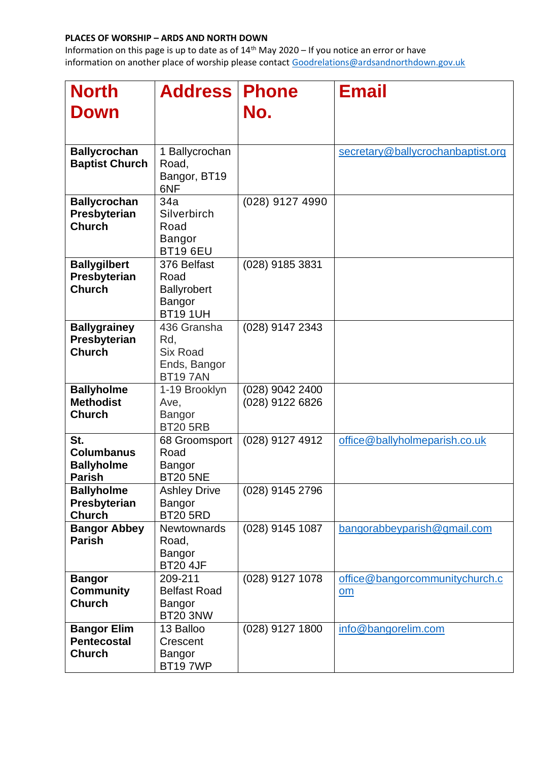**PLACES OF WORSHIP – ARDS AND NORTH DOWN**

Information on this page is up to date as of 14th May 2020 – If you notice an error or have information on another place of worship please contact Goodrelations@ardsandnorthdown.gov.uk

| North Down | Address | Phone No. | Email |
|---|---|---|---|
| **Ballycrochan Baptist Church** | 1 Ballycrochan Road, Bangor, BT19 6NF | | secretary@ballycrochanbaptist.org |
| **Ballycrochan Presbyterian Church** | 34a Silverbirch Road Bangor BT19 6EU | (028) 9127 4990 | |
| **Ballygilbert Presbyterian Church** | 376 Belfast Road Ballyrobert Bangor BT19 1UH | (028) 9185 3831 | |
| **Ballygrainey Presbyterian Church** | 436 Gransha Rd, Six Road Ends, Bangor BT19 7AN | (028) 9147 2343 | |
| **Ballyholme Methodist Church** | 1-19 Brooklyn Ave, Bangor BT20 5RB | (028) 9042 2400<br>(028) 9122 6826 | |
| **St. Columbanus Ballyholme Parish** | 68 Groomsport Road Bangor BT20 5NE | (028) 9127 4912 | office@ballyholmeparish.co.uk |
| **Ballyholme Presbyterian Church** | Ashley Drive Bangor BT20 5RD | (028) 9145 2796 | |
| **Bangor Abbey Parish** | Newtownards Road, Bangor BT20 4JF | (028) 9145 1087 | bangorabbeyparish@gmail.com |
| **Bangor Community Church** | 209-211 Belfast Road Bangor BT20 3NW | (028) 9127 1078 | office@bangorcommunitychurch.com |
| **Bangor Elim Pentecostal Church** | 13 Balloo Crescent Bangor BT19 7WP | (028) 9127 1800 | info@bangorelim.com |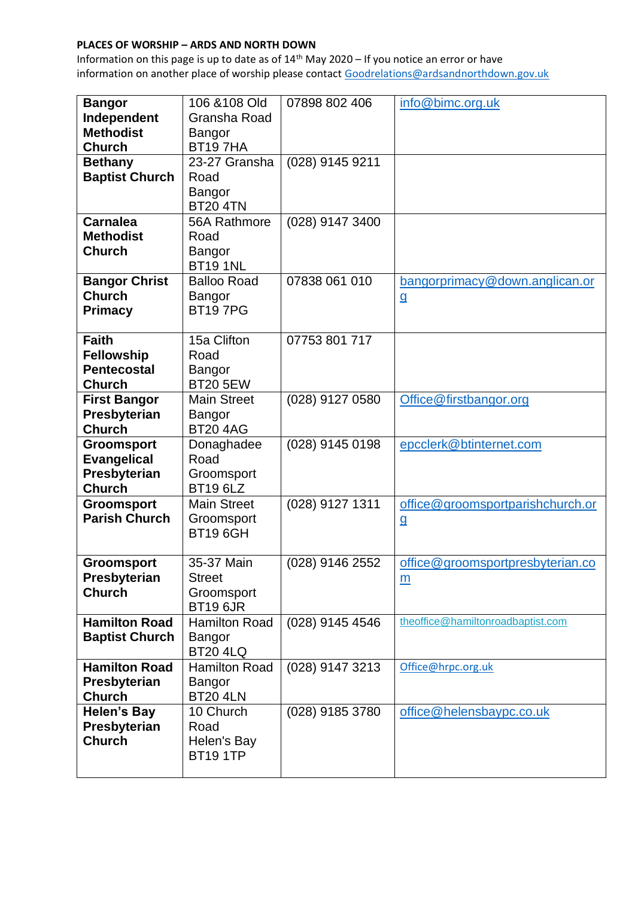**PLACES OF WORSHIP – ARDS AND NORTH DOWN**

Information on this page is up to date as of 14th May 2020 – If you notice an error or have information on another place of worship please contact Goodrelations@ardsandnorthdown.gov.uk

| | | | |
|---|---|---|---|
| **Bangor Independent Methodist Church** | 106 &108 Old Gransha Road Bangor BT19 7HA | 07898 802 406 | info@bimc.org.uk |
| **Bethany Baptist Church** | 23-27 Gransha Road Bangor BT20 4TN | (028) 9145 9211 | |
| **Carnalea Methodist Church** | 56A Rathmore Road Bangor BT19 1NL | (028) 9147 3400 | |
| **Bangor Christ Church Primacy** | Balloo Road Bangor BT19 7PG | 07838 061 010 | bangorprimacy@down.anglican.org |
| **Faith Fellowship Pentecostal Church** | 15a Clifton Road Bangor BT20 5EW | 07753 801 717 | |
| **First Bangor Presbyterian Church** | Main Street Bangor BT20 4AG | (028) 9127 0580 | Office@firstbangor.org |
| **Groomsport Evangelical Presbyterian Church** | Donaghadee Road Groomsport BT19 6LZ | (028) 9145 0198 | epcclerk@btinternet.com |
| **Groomsport Parish Church** | Main Street Groomsport BT19 6GH | (028) 9127 1311 | office@groomsportparishchurch.org |
| **Groomsport Presbyterian Church** | 35-37 Main Street Groomsport BT19 6JR | (028) 9146 2552 | office@groomsportpresbyterian.com |
| **Hamilton Road Baptist Church** | Hamilton Road Bangor BT20 4LQ | (028) 9145 4546 | theoffice@hamiltonroadbaptist.com |
| **Hamilton Road Presbyterian Church** | Hamilton Road Bangor BT20 4LN | (028) 9147 3213 | Office@hrpc.org.uk |
| **Helen's Bay Presbyterian Church** | 10 Church Road Helen's Bay BT19 1TP | (028) 9185 3780 | office@helensbaypc.co.uk |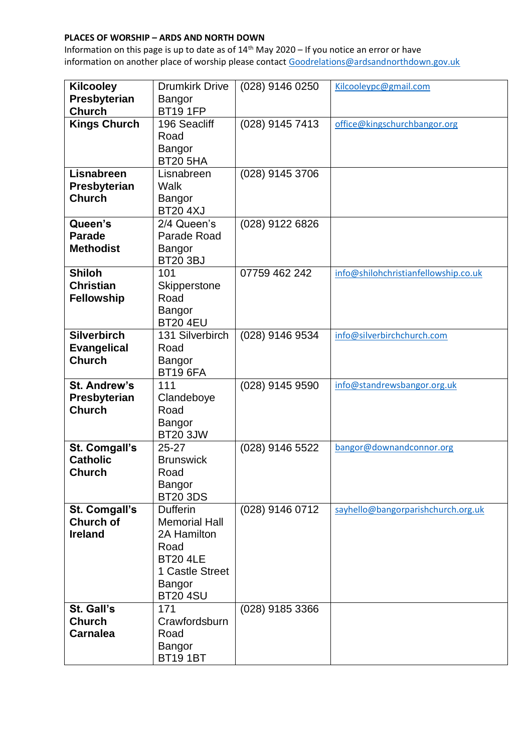**PLACES OF WORSHIP – ARDS AND NORTH DOWN**

Information on this page is up to date as of 14th May 2020 – If you notice an error or have information on another place of worship please contact Goodrelations@ardsandnorthdown.gov.uk

| | | | |
|---|---|---|---|
| **Kilcooley Presbyterian Church** | Drumkirk Drive Bangor BT19 1FP | (028) 9146 0250 | Kilcooleypc@gmail.com |
| **Kings Church** | 196 Seacliff Road Bangor BT20 5HA | (028) 9145 7413 | office@kingschurchbangor.org |
| **Lisnabreen Presbyterian Church** | Lisnabreen Walk Bangor BT20 4XJ | (028) 9145 3706 | |
| **Queen's Parade Methodist** | 2/4 Queen's Parade Road Bangor BT20 3BJ | (028) 9122 6826 | |
| **Shiloh Christian Fellowship** | 101 Skipperstone Road Bangor BT20 4EU | 07759 462 242 | info@shilohchristianfellowship.co.uk |
| **Silverbirch Evangelical Church** | 131 Silverbirch Road Bangor BT19 6FA | (028) 9146 9534 | info@silverbirchchurch.com |
| **St. Andrew's Presbyterian Church** | 111 Clandeboye Road Bangor BT20 3JW | (028) 9145 9590 | info@standrewsbangor.org.uk |
| **St. Comgall's Catholic Church** | 25-27 Brunswick Road Bangor BT20 3DS | (028) 9146 5522 | bangor@downandconnor.org |
| **St. Comgall's Church of Ireland** | Dufferin Memorial Hall 2A Hamilton Road BT20 4LE 1 Castle Street Bangor BT20 4SU | (028) 9146 0712 | sayhello@bangorparishchurch.org.uk |
| **St. Gall's Church Carnalea** | 171 Crawfordsburn Road Bangor BT19 1BT | (028) 9185 3366 | |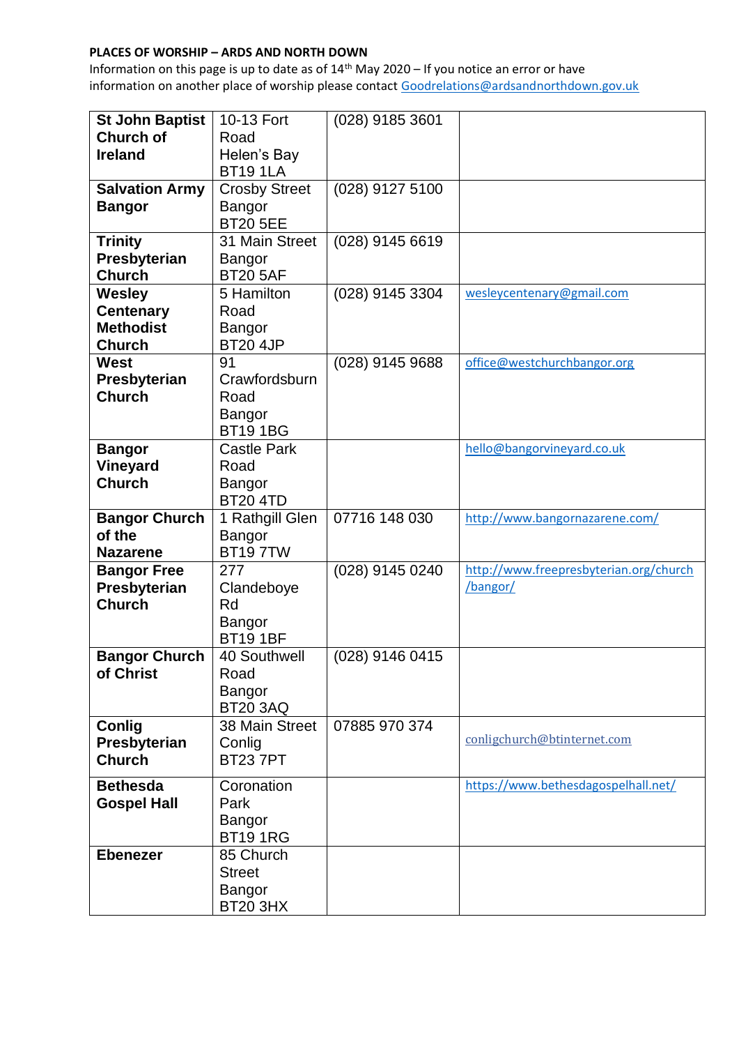**PLACES OF WORSHIP – ARDS AND NORTH DOWN**

Information on this page is up to date as of 14th May 2020 – If you notice an error or have information on another place of worship please contact Goodrelations@ardsandnorthdown.gov.uk

| | | | |
|---|---|---|---|
| **St John Baptist Church of Ireland** | 10-13 Fort Road Helen's Bay BT19 1LA | (028) 9185 3601 | |
| **Salvation Army Bangor** | Crosby Street Bangor BT20 5EE | (028) 9127 5100 | |
| **Trinity Presbyterian Church** | 31 Main Street Bangor BT20 5AF | (028) 9145 6619 | |
| **Wesley Centenary Methodist Church** | 5 Hamilton Road Bangor BT20 4JP | (028) 9145 3304 | wesleycentenary@gmail.com |
| **West Presbyterian Church** | 91 Crawfordsburn Road Bangor BT19 1BG | (028) 9145 9688 | office@westchurchbangor.org |
| **Bangor Vineyard Church** | Castle Park Road Bangor BT20 4TD | | hello@bangorvineyard.co.uk |
| **Bangor Church of the Nazarene** | 1 Rathgill Glen Bangor BT19 7TW | 07716 148 030 | http://www.bangornazarene.com/ |
| **Bangor Free Presbyterian Church** | 277 Clandeboye Rd Bangor BT19 1BF | (028) 9145 0240 | http://www.freepresbyterian.org/church/bangor/ |
| **Bangor Church of Christ** | 40 Southwell Road Bangor BT20 3AQ | (028) 9146 0415 | |
| **Conlig Presbyterian Church** | 38 Main Street Conlig BT23 7PT | 07885 970 374 | conligchurch@btinternet.com |
| **Bethesda Gospel Hall** | Coronation Park Bangor BT19 1RG | | https://www.bethesdagospelhall.net/ |
| **Ebenezer** | 85 Church Street Bangor BT20 3HX | | |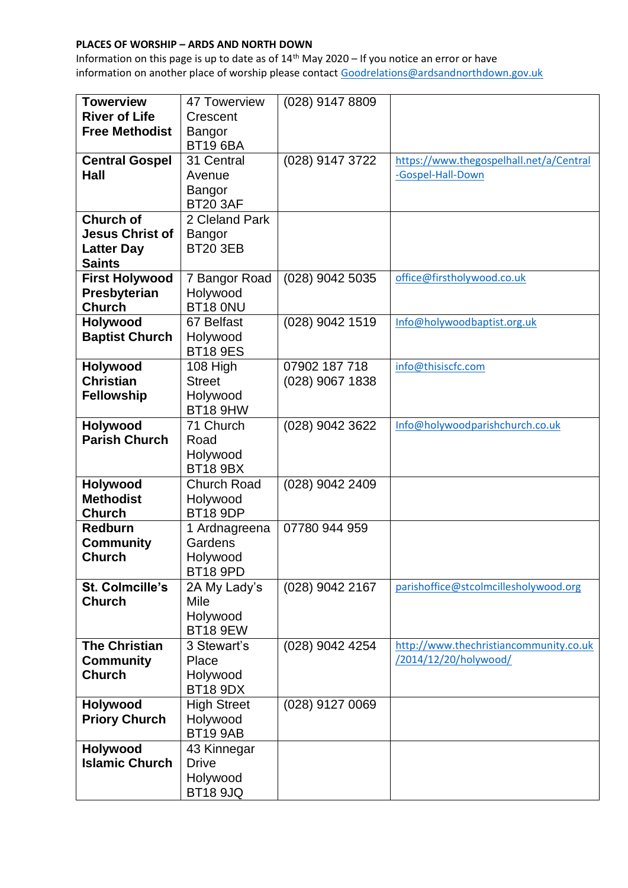**PLACES OF WORSHIP – ARDS AND NORTH DOWN**

Information on this page is up to date as of 14th May 2020 – If you notice an error or have information on another place of worship please contact Goodrelations@ardsandnorthdown.gov.uk

| | | | |
|---|---|---|---|
| **Towerview River of Life Free Methodist** | 47 Towerview Crescent Bangor BT19 6BA | (028) 9147 8809 | |
| **Central Gospel Hall** | 31 Central Avenue Bangor BT20 3AF | (028) 9147 3722 | https://www.thegospelhall.net/a/Central-Gospel-Hall-Down |
| **Church of Jesus Christ of Latter Day Saints** | 2 Cleland Park Bangor BT20 3EB | | |
| **First Holywood Presbyterian Church** | 7 Bangor Road Holywood BT18 0NU | (028) 9042 5035 | office@firstholywood.co.uk |
| **Holywood Baptist Church** | 67 Belfast Holywood BT18 9ES | (028) 9042 1519 | Info@holywoodbaptist.org.uk |
| **Holywood Christian Fellowship** | 108 High Street Holywood BT18 9HW | 07902 187 718<br>(028) 9067 1838 | info@thisiscfc.com |
| **Holywood Parish Church** | 71 Church Road Holywood BT18 9BX | (028) 9042 3622 | Info@holywoodparishchurch.co.uk |
| **Holywood Methodist Church** | Church Road Holywood BT18 9DP | (028) 9042 2409 | |
| **Redburn Community Church** | 1 Ardnagreena Gardens Holywood BT18 9PD | 07780 944 959 | |
| **St. Colmcille's Church** | 2A My Lady's Mile Holywood BT18 9EW | (028) 9042 2167 | parishoffice@stcolmcillesholywood.org |
| **The Christian Community Church** | 3 Stewart's Place Holywood BT18 9DX | (028) 9042 4254 | http://www.thechristiancommunity.co.uk/2014/12/20/holywood/ |
| **Holywood Priory Church** | High Street Holywood BT19 9AB | (028) 9127 0069 | |
| **Holywood Islamic Church** | 43 Kinnegar Drive Holywood BT18 9JQ | | |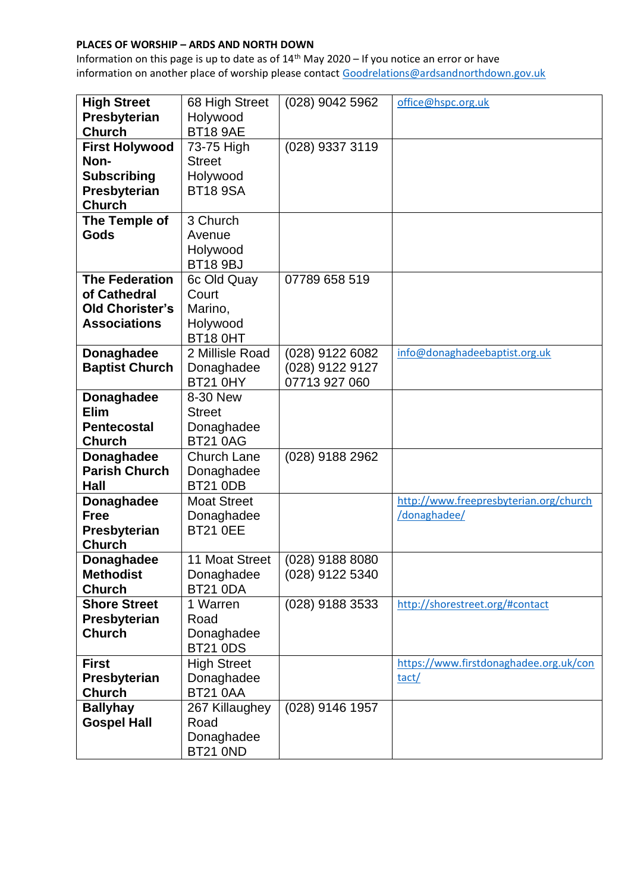**PLACES OF WORSHIP – ARDS AND NORTH DOWN**

Information on this page is up to date as of 14th May 2020 – If you notice an error or have information on another place of worship please contact Goodrelations@ardsandnorthdown.gov.uk

| | | | |
|---|---|---|---|
| **High Street Presbyterian Church** | 68 High Street Holywood BT18 9AE | (028) 9042 5962 | office@hspc.org.uk |
| **First Holywood Non-Subscribing Presbyterian Church** | 73-75 High Street Holywood BT18 9SA | (028) 9337 3119 | |
| **The Temple of Gods** | 3 Church Avenue Holywood BT18 9BJ | | |
| **The Federation of Cathedral Old Chorister's Associations** | 6c Old Quay Court Marino, Holywood BT18 0HT | 07789 658 519 | |
| **Donaghadee Baptist Church** | 2 Millisle Road Donaghadee BT21 0HY | (028) 9122 6082<br>(028) 9122 9127<br>07713 927 060 | info@donaghadeebaptist.org.uk |
| **Donaghadee Elim Pentecostal Church** | 8-30 New Street Donaghadee BT21 0AG | | |
| **Donaghadee Parish Church Hall** | Church Lane Donaghadee BT21 0DB | (028) 9188 2962 | |
| **Donaghadee Free Presbyterian Church** | Moat Street Donaghadee BT21 0EE | | http://www.freepresbyterian.org/church/donaghadee/ |
| **Donaghadee Methodist Church** | 11 Moat Street Donaghadee BT21 0DA | (028) 9188 8080<br>(028) 9122 5340 | |
| **Shore Street Presbyterian Church** | 1 Warren Road Donaghadee BT21 0DS | (028) 9188 3533 | http://shorestreet.org/#contact |
| **First Presbyterian Church** | High Street Donaghadee BT21 0AA | | https://www.firstdonaghadee.org.uk/contact/ |
| **Ballyhay Gospel Hall** | 267 Killaughey Road Donaghadee BT21 0ND | (028) 9146 1957 | |